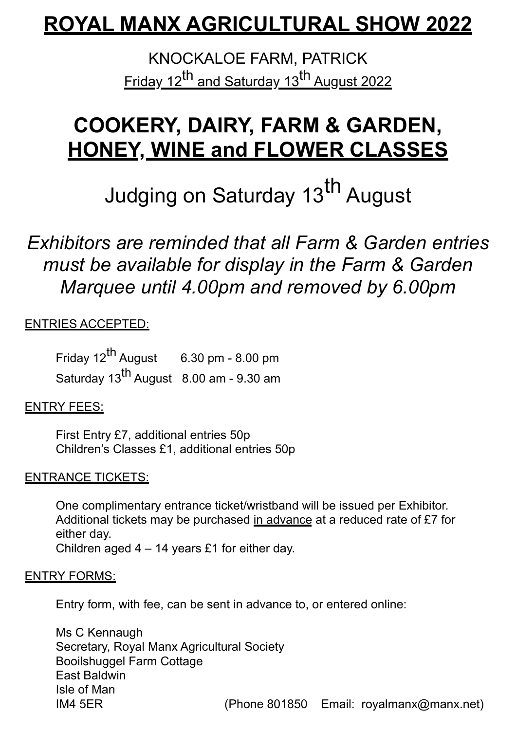# ROYAL MANX AGRICULTURAL SHOW 2022

KNOCKALOE FARM, PATRICK

Friday 12th and Saturday 13th August 2022

## COOKERY, DAIRY, FARM & GARDEN, HONEY, WINE and FLOWER CLASSES

Judging on Saturday 13th August

*Exhibitors are reminded that all Farm & Garden entries must be available for display in the Farm & Garden Marquee until 4.00pm and removed by 6.00pm*

ENTRIES ACCEPTED:

Friday 12th August 6.30 pm - 8.00 pm
Saturday 13th August 8.00 am - 9.30 am

ENTRY FEES:

First Entry £7, additional entries 50p
Children's Classes £1, additional entries 50p

ENTRANCE TICKETS:

One complimentary entrance ticket/wristband will be issued per Exhibitor. Additional tickets may be purchased in advance at a reduced rate of £7 for either day.
Children aged 4 – 14 years £1 for either day.

ENTRY FORMS:

Entry form, with fee, can be sent in advance to, or entered online:

Ms C Kennaugh
Secretary, Royal Manx Agricultural Society
Booilshuggel Farm Cottage
East Baldwin
Isle of Man
IM4 5ER (Phone 801850 Email: royalmanx@manx.net)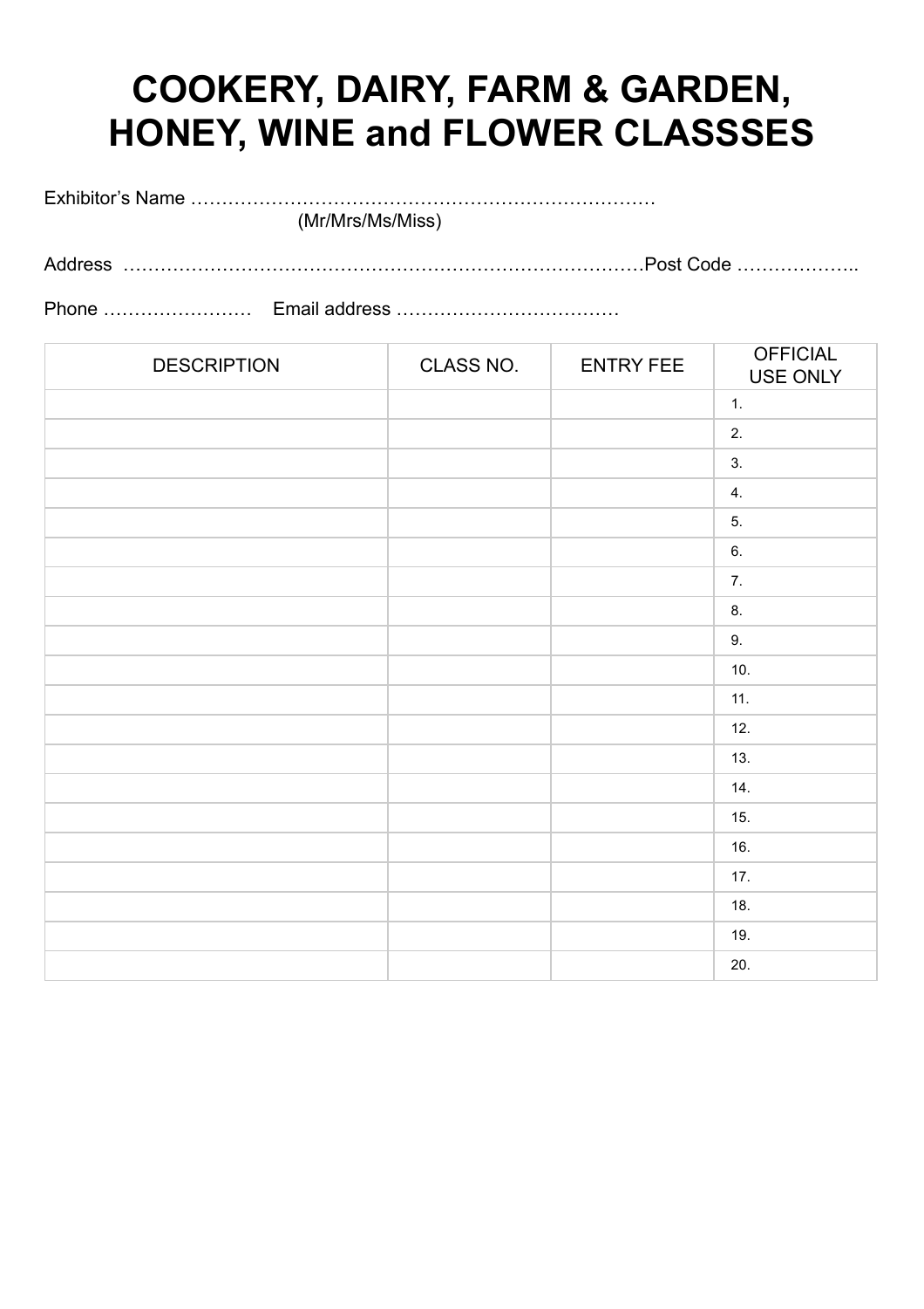# COOKERY, DAIRY, FARM & GARDEN, HONEY, WINE and FLOWER CLASSSES

Exhibitor's Name ………………………………………………………………….
(Mr/Mrs/Ms/Miss)

Address ………………………………………………………………………….Post Code ………………..

Phone …………………… Email address ………………………………

| DESCRIPTION | CLASS NO. | ENTRY FEE | OFFICIAL USE ONLY |
|---|---|---|---|
| | | | 1. |
| | | | 2. |
| | | | 3. |
| | | | 4. |
| | | | 5. |
| | | | 6. |
| | | | 7. |
| | | | 8. |
| | | | 9. |
| | | | 10. |
| | | | 11. |
| | | | 12. |
| | | | 13. |
| | | | 14. |
| | | | 15. |
| | | | 16. |
| | | | 17. |
| | | | 18. |
| | | | 19. |
| | | | 20. |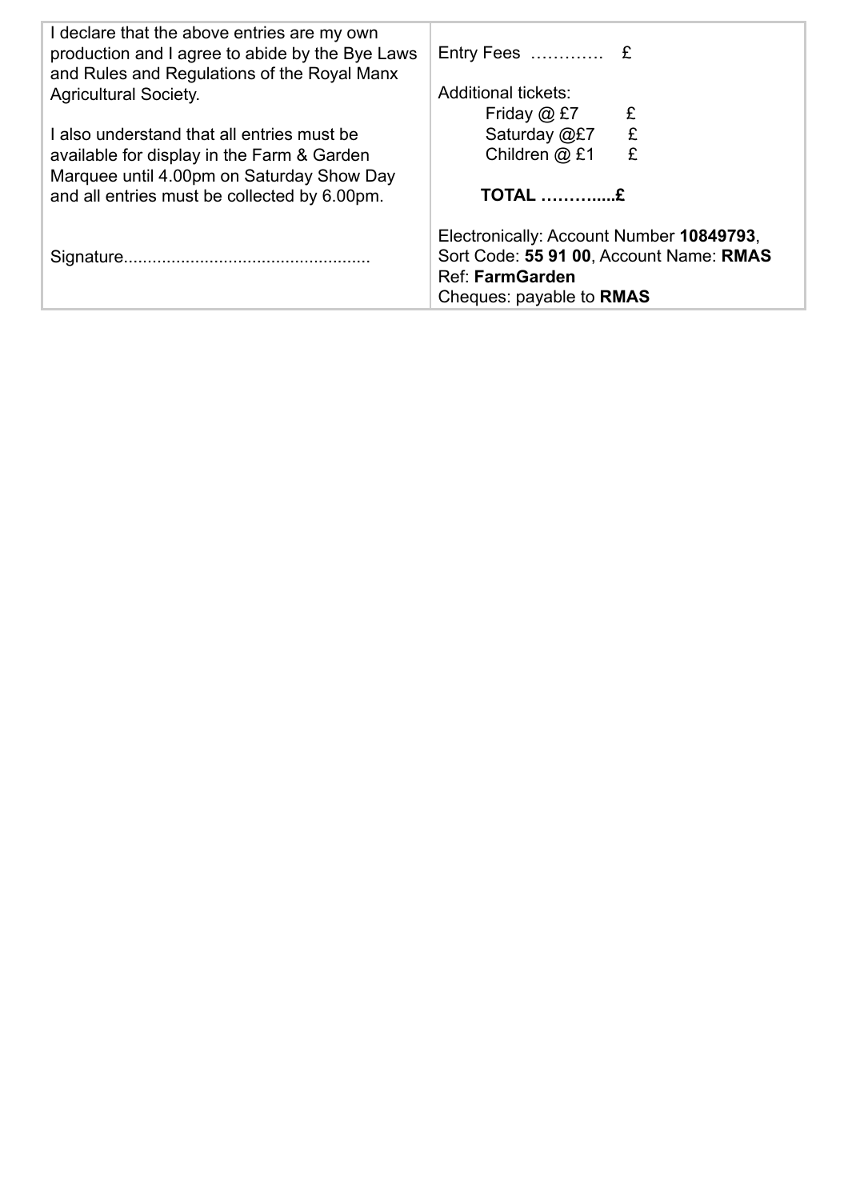| | |
|---|---|
| I declare that the above entries are my own production and I agree to abide by the Bye Laws and Rules and Regulations of the Royal Manx Agricultural Society.<br><br>I also understand that all entries must be available for display in the Farm & Garden Marquee until 4.00pm on Saturday Show Day and all entries must be collected by 6.00pm.<br><br>Signature................................................... | Entry Fees …………. £<br><br>Additional tickets:<br>Friday @ £7 £<br>Saturday @£7 £<br>Children @ £1 £<br><br>**TOTAL …………...£**<br><br>Electronically: Account Number **10849793**, Sort Code: **55 91 00**, Account Name: **RMAS**<br>Ref: **FarmGarden**<br>Cheques: payable to **RMAS** |